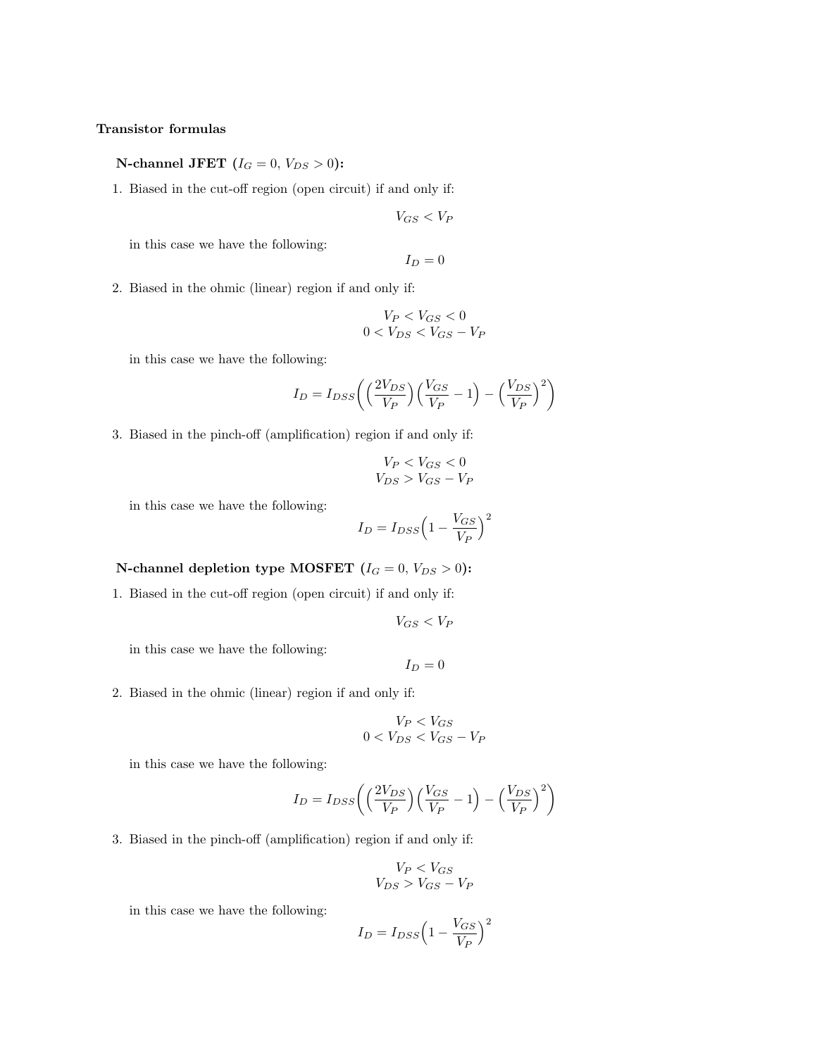**Transistor formulas**

**N-channel JFET ($I_G = 0$, $V_{DS} > 0$):**

1. Biased in the cut-off region (open circuit) if and only if:

$$V_{GS} < V_P$$

in this case we have the following:

$$I_D = 0$$

2. Biased in the ohmic (linear) region if and only if:

$$V_P < V_{GS} < 0$$
$$0 < V_{DS} < V_{GS} - V_P$$

in this case we have the following:

$$I_D = I_{DSS}\bigg(\Big(\frac{2V_{DS}}{V_P}\Big)\Big(\frac{V_{GS}}{V_P} - 1\Big) - \Big(\frac{V_{DS}}{V_P}\Big)^2\bigg)$$

3. Biased in the pinch-off (amplification) region if and only if:

$$V_P < V_{GS} < 0$$
$$V_{DS} > V_{GS} - V_P$$

in this case we have the following:

$$I_D = I_{DSS}\Big(1 - \frac{V_{GS}}{V_P}\Big)^2$$

**N-channel depletion type MOSFET ($I_G = 0$, $V_{DS} > 0$):**

1. Biased in the cut-off region (open circuit) if and only if:

$$V_{GS} < V_P$$

in this case we have the following:

$$I_D = 0$$

2. Biased in the ohmic (linear) region if and only if:

$$V_P < V_{GS}$$
$$0 < V_{DS} < V_{GS} - V_P$$

in this case we have the following:

$$I_D = I_{DSS}\bigg(\Big(\frac{2V_{DS}}{V_P}\Big)\Big(\frac{V_{GS}}{V_P} - 1\Big) - \Big(\frac{V_{DS}}{V_P}\Big)^2\bigg)$$

3. Biased in the pinch-off (amplification) region if and only if:

$$V_P < V_{GS}$$
$$V_{DS} > V_{GS} - V_P$$

in this case we have the following:

$$I_D = I_{DSS}\Big(1 - \frac{V_{GS}}{V_P}\Big)^2$$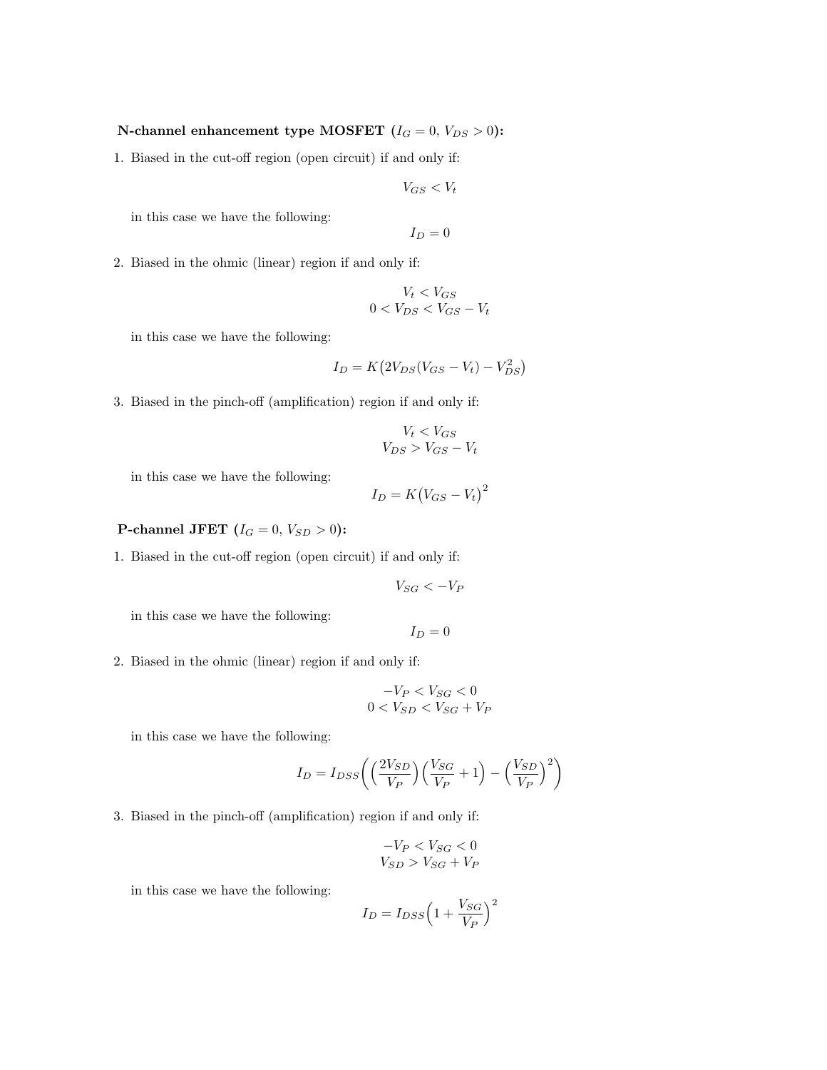**N-channel enhancement type MOSFET ($I_G = 0$, $V_{DS} > 0$):**

1. Biased in the cut-off region (open circuit) if and only if:

$$V_{GS} < V_t$$

in this case we have the following:

$$I_D = 0$$

2. Biased in the ohmic (linear) region if and only if:

$$V_t < V_{GS}$$
$$0 < V_{DS} < V_{GS} - V_t$$

in this case we have the following:

$$I_D = K\big(2V_{DS}(V_{GS} - V_t) - V_{DS}^2\big)$$

3. Biased in the pinch-off (amplification) region if and only if:

$$V_t < V_{GS}$$
$$V_{DS} > V_{GS} - V_t$$

in this case we have the following:

$$I_D = K\big(V_{GS} - V_t\big)^2$$

**P-channel JFET ($I_G = 0$, $V_{SD} > 0$):**

1. Biased in the cut-off region (open circuit) if and only if:

$$V_{SG} < -V_P$$

in this case we have the following:

$$I_D = 0$$

2. Biased in the ohmic (linear) region if and only if:

$$-V_P < V_{SG} < 0$$
$$0 < V_{SD} < V_{SG} + V_P$$

in this case we have the following:

$$I_D = I_{DSS}\bigg(\Big(\frac{2V_{SD}}{V_P}\Big)\Big(\frac{V_{SG}}{V_P} + 1\Big) - \Big(\frac{V_{SD}}{V_P}\Big)^2\bigg)$$

3. Biased in the pinch-off (amplification) region if and only if:

$$-V_P < V_{SG} < 0$$
$$V_{SD} > V_{SG} + V_P$$

in this case we have the following:

$$I_D = I_{DSS}\Big(1 + \frac{V_{SG}}{V_P}\Big)^2$$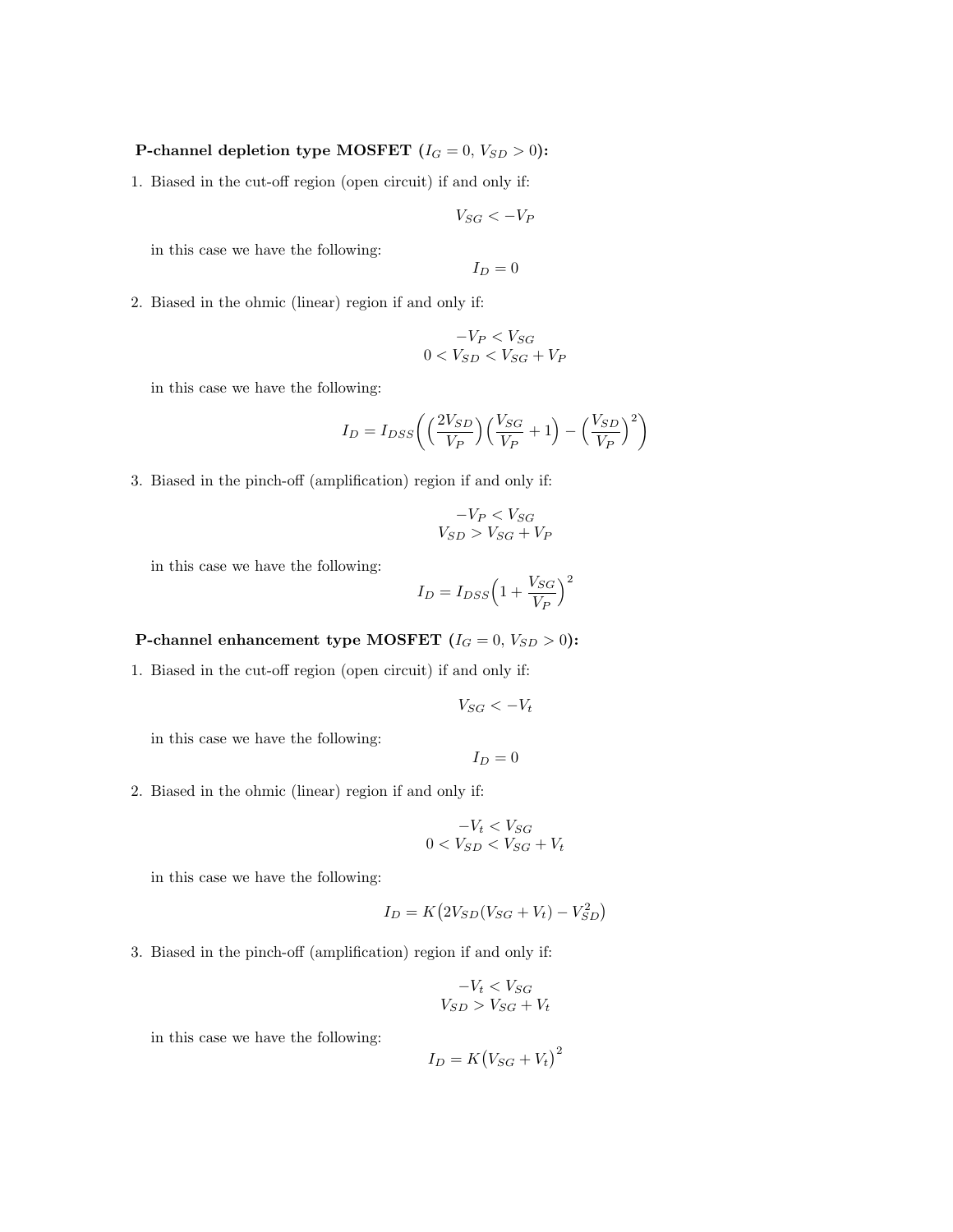**P-channel depletion type MOSFET ($I_G = 0$, $V_{SD} > 0$):**

1. Biased in the cut-off region (open circuit) if and only if:

$$V_{SG} < -V_P$$

   in this case we have the following:

$$I_D = 0$$

2. Biased in the ohmic (linear) region if and only if:

$$-V_P < V_{SG}$$
$$0 < V_{SD} < V_{SG} + V_P$$

   in this case we have the following:

$$I_D = I_{DSS}\Big(\Big(\frac{2V_{SD}}{V_P}\Big)\Big(\frac{V_{SG}}{V_P} + 1\Big) - \Big(\frac{V_{SD}}{V_P}\Big)^2\Big)$$

3. Biased in the pinch-off (amplification) region if and only if:

$$-V_P < V_{SG}$$
$$V_{SD} > V_{SG} + V_P$$

   in this case we have the following:

$$I_D = I_{DSS}\Big(1 + \frac{V_{SG}}{V_P}\Big)^2$$

**P-channel enhancement type MOSFET ($I_G = 0$, $V_{SD} > 0$):**

1. Biased in the cut-off region (open circuit) if and only if:

$$V_{SG} < -V_t$$

   in this case we have the following:

$$I_D = 0$$

2. Biased in the ohmic (linear) region if and only if:

$$-V_t < V_{SG}$$
$$0 < V_{SD} < V_{SG} + V_t$$

   in this case we have the following:

$$I_D = K\big(2V_{SD}(V_{SG} + V_t) - V_{SD}^2\big)$$

3. Biased in the pinch-off (amplification) region if and only if:

$$-V_t < V_{SG}$$
$$V_{SD} > V_{SG} + V_t$$

   in this case we have the following:

$$I_D = K\big(V_{SG} + V_t\big)^2$$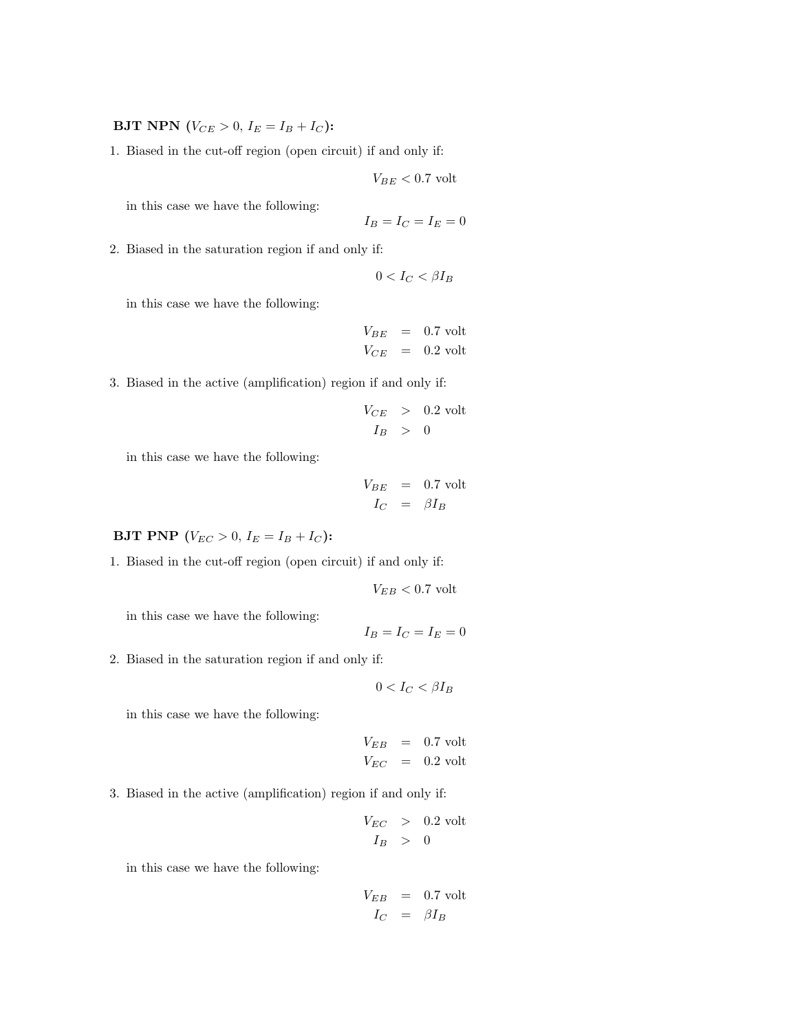**BJT NPN ($V_{CE} > 0$, $I_E = I_B + I_C$):**

1. Biased in the cut-off region (open circuit) if and only if:

   $$V_{BE} < 0.7 \text{ volt}$$

   in this case we have the following:

   $$I_B = I_C = I_E = 0$$

2. Biased in the saturation region if and only if:

   $$0 < I_C < \beta I_B$$

   in this case we have the following:

   $$\begin{aligned} V_{BE} &= 0.7 \text{ volt} \\ V_{CE} &= 0.2 \text{ volt} \end{aligned}$$

3. Biased in the active (amplification) region if and only if:

   $$\begin{aligned} V_{CE} &> 0.2 \text{ volt} \\ I_B &> 0 \end{aligned}$$

   in this case we have the following:

   $$\begin{aligned} V_{BE} &= 0.7 \text{ volt} \\ I_C &= \beta I_B \end{aligned}$$

**BJT PNP ($V_{EC} > 0$, $I_E = I_B + I_C$):**

1. Biased in the cut-off region (open circuit) if and only if:

   $$V_{EB} < 0.7 \text{ volt}$$

   in this case we have the following:

   $$I_B = I_C = I_E = 0$$

2. Biased in the saturation region if and only if:

   $$0 < I_C < \beta I_B$$

   in this case we have the following:

   $$\begin{aligned} V_{EB} &= 0.7 \text{ volt} \\ V_{EC} &= 0.2 \text{ volt} \end{aligned}$$

3. Biased in the active (amplification) region if and only if:

   $$\begin{aligned} V_{EC} &> 0.2 \text{ volt} \\ I_B &> 0 \end{aligned}$$

   in this case we have the following:

   $$\begin{aligned} V_{EB} &= 0.7 \text{ volt} \\ I_C &= \beta I_B \end{aligned}$$